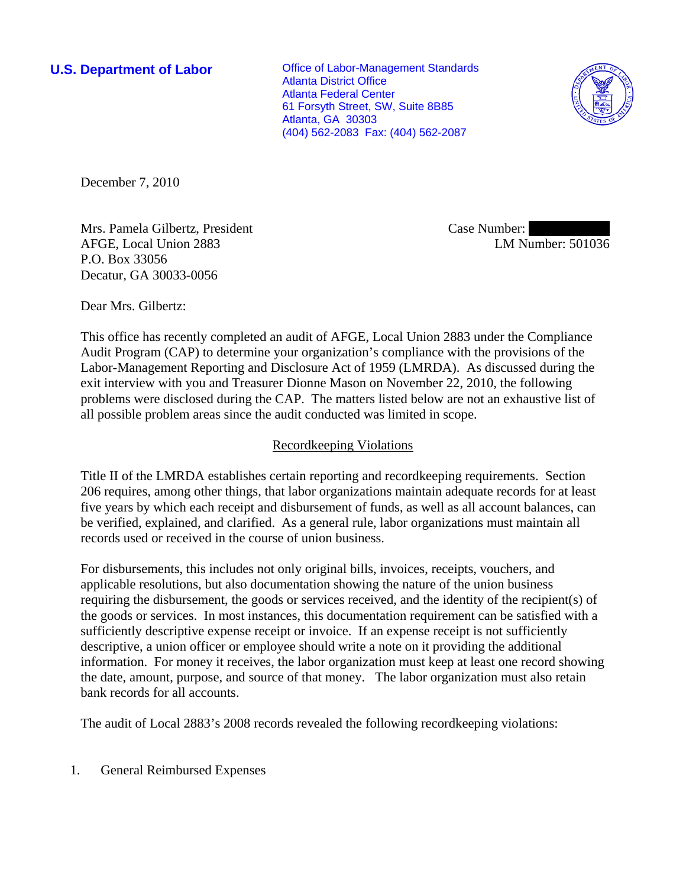**U.S. Department of Labor**

Office of Labor-Management Standards
Atlanta District Office
Atlanta Federal Center
61 Forsyth Street, SW, Suite 8B85
Atlanta, GA 30303
(404) 562-2083 Fax: (404) 562-2087

December 7, 2010

Mrs. Pamela Gilbertz, President
AFGE, Local Union 2883
P.O. Box 33056
Decatur, GA 30033-0056

Case Number: 
LM Number: 501036

Dear Mrs. Gilbertz:

This office has recently completed an audit of AFGE, Local Union 2883 under the Compliance Audit Program (CAP) to determine your organization's compliance with the provisions of the Labor-Management Reporting and Disclosure Act of 1959 (LMRDA). As discussed during the exit interview with you and Treasurer Dionne Mason on November 22, 2010, the following problems were disclosed during the CAP. The matters listed below are not an exhaustive list of all possible problem areas since the audit conducted was limited in scope.

## Recordkeeping Violations

Title II of the LMRDA establishes certain reporting and recordkeeping requirements. Section 206 requires, among other things, that labor organizations maintain adequate records for at least five years by which each receipt and disbursement of funds, as well as all account balances, can be verified, explained, and clarified. As a general rule, labor organizations must maintain all records used or received in the course of union business.

For disbursements, this includes not only original bills, invoices, receipts, vouchers, and applicable resolutions, but also documentation showing the nature of the union business requiring the disbursement, the goods or services received, and the identity of the recipient(s) of the goods or services. In most instances, this documentation requirement can be satisfied with a sufficiently descriptive expense receipt or invoice. If an expense receipt is not sufficiently descriptive, a union officer or employee should write a note on it providing the additional information. For money it receives, the labor organization must keep at least one record showing the date, amount, purpose, and source of that money. The labor organization must also retain bank records for all accounts.

The audit of Local 2883's 2008 records revealed the following recordkeeping violations:

1. General Reimbursed Expenses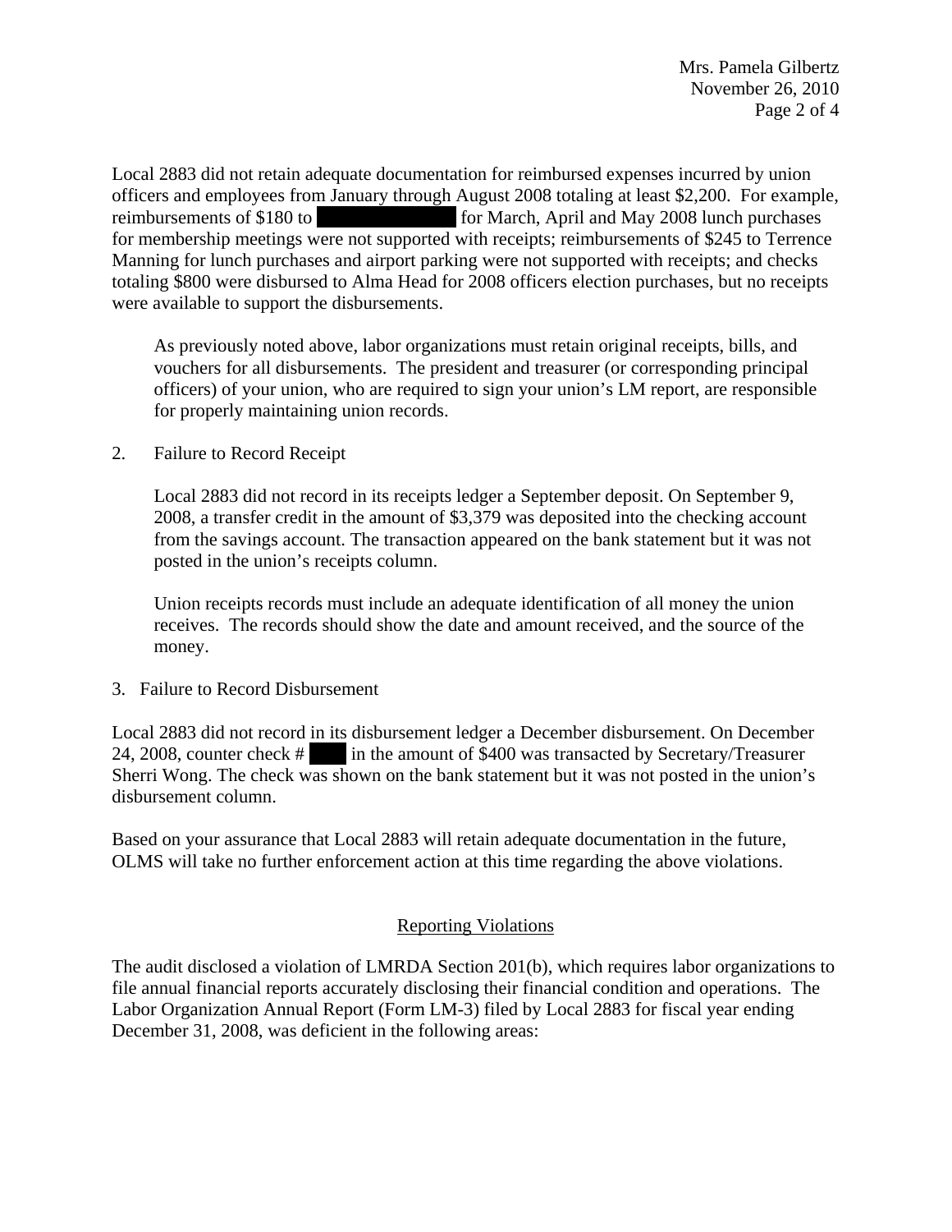Local 2883 did not retain adequate documentation for reimbursed expenses incurred by union officers and employees from January through August 2008 totaling at least $2,200. For example, reimbursements of $180 to [REDACTED] for March, April and May 2008 lunch purchases for membership meetings were not supported with receipts; reimbursements of $245 to Terrence Manning for lunch purchases and airport parking were not supported with receipts; and checks totaling $800 were disbursed to Alma Head for 2008 officers election purchases, but no receipts were available to support the disbursements.

> As previously noted above, labor organizations must retain original receipts, bills, and vouchers for all disbursements. The president and treasurer (or corresponding principal officers) of your union, who are required to sign your union's LM report, are responsible for properly maintaining union records.

2. Failure to Record Receipt

   Local 2883 did not record in its receipts ledger a September deposit. On September 9, 2008, a transfer credit in the amount of $3,379 was deposited into the checking account from the savings account. The transaction appeared on the bank statement but it was not posted in the union's receipts column.

   Union receipts records must include an adequate identification of all money the union receives. The records should show the date and amount received, and the source of the money.

3. Failure to Record Disbursement

Local 2883 did not record in its disbursement ledger a December disbursement. On December 24, 2008, counter check # [REDACTED] in the amount of $400 was transacted by Secretary/Treasurer Sherri Wong. The check was shown on the bank statement but it was not posted in the union's disbursement column.

Based on your assurance that Local 2883 will retain adequate documentation in the future, OLMS will take no further enforcement action at this time regarding the above violations.

## Reporting Violations

The audit disclosed a violation of LMRDA Section 201(b), which requires labor organizations to file annual financial reports accurately disclosing their financial condition and operations. The Labor Organization Annual Report (Form LM-3) filed by Local 2883 for fiscal year ending December 31, 2008, was deficient in the following areas: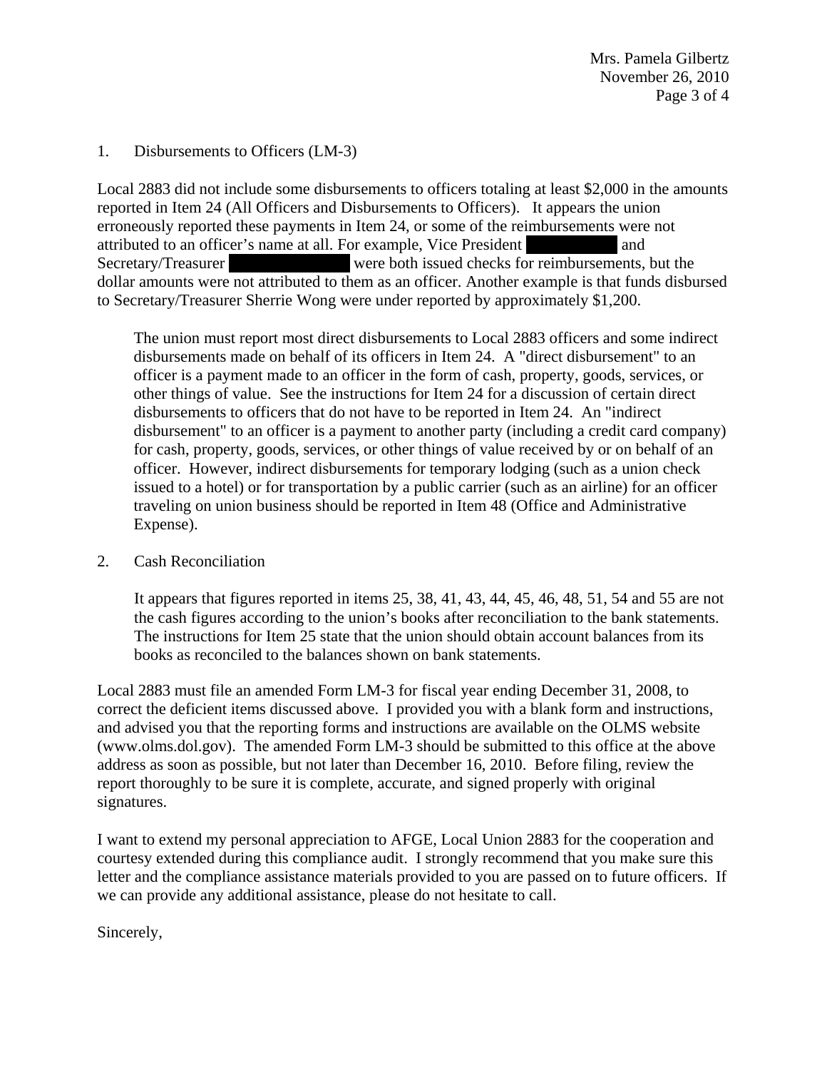1. Disbursements to Officers (LM-3)

Local 2883 did not include some disbursements to officers totaling at least $2,000 in the amounts reported in Item 24 (All Officers and Disbursements to Officers). It appears the union erroneously reported these payments in Item 24, or some of the reimbursements were not attributed to an officer's name at all. For example, Vice President [REDACTED] and Secretary/Treasurer [REDACTED] were both issued checks for reimbursements, but the dollar amounts were not attributed to them as an officer. Another example is that funds disbursed to Secretary/Treasurer Sherrie Wong were under reported by approximately $1,200.

The union must report most direct disbursements to Local 2883 officers and some indirect disbursements made on behalf of its officers in Item 24. A "direct disbursement" to an officer is a payment made to an officer in the form of cash, property, goods, services, or other things of value. See the instructions for Item 24 for a discussion of certain direct disbursements to officers that do not have to be reported in Item 24. An "indirect disbursement" to an officer is a payment to another party (including a credit card company) for cash, property, goods, services, or other things of value received by or on behalf of an officer. However, indirect disbursements for temporary lodging (such as a union check issued to a hotel) or for transportation by a public carrier (such as an airline) for an officer traveling on union business should be reported in Item 48 (Office and Administrative Expense).

2. Cash Reconciliation

It appears that figures reported in items 25, 38, 41, 43, 44, 45, 46, 48, 51, 54 and 55 are not the cash figures according to the union's books after reconciliation to the bank statements. The instructions for Item 25 state that the union should obtain account balances from its books as reconciled to the balances shown on bank statements.

Local 2883 must file an amended Form LM-3 for fiscal year ending December 31, 2008, to correct the deficient items discussed above. I provided you with a blank form and instructions, and advised you that the reporting forms and instructions are available on the OLMS website (www.olms.dol.gov). The amended Form LM-3 should be submitted to this office at the above address as soon as possible, but not later than December 16, 2010. Before filing, review the report thoroughly to be sure it is complete, accurate, and signed properly with original signatures.

I want to extend my personal appreciation to AFGE, Local Union 2883 for the cooperation and courtesy extended during this compliance audit. I strongly recommend that you make sure this letter and the compliance assistance materials provided to you are passed on to future officers. If we can provide any additional assistance, please do not hesitate to call.

Sincerely,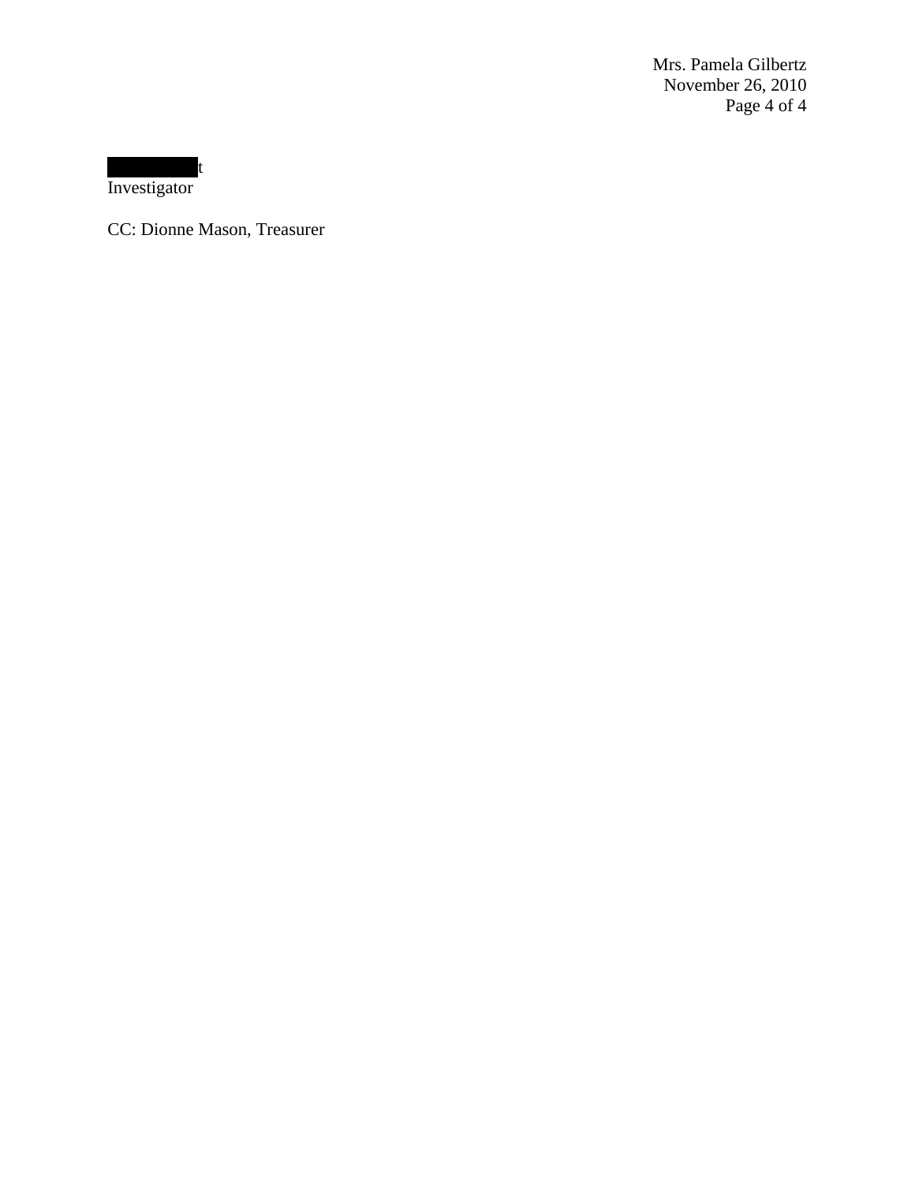[REDACTED]t
Investigator

CC: Dionne Mason, Treasurer